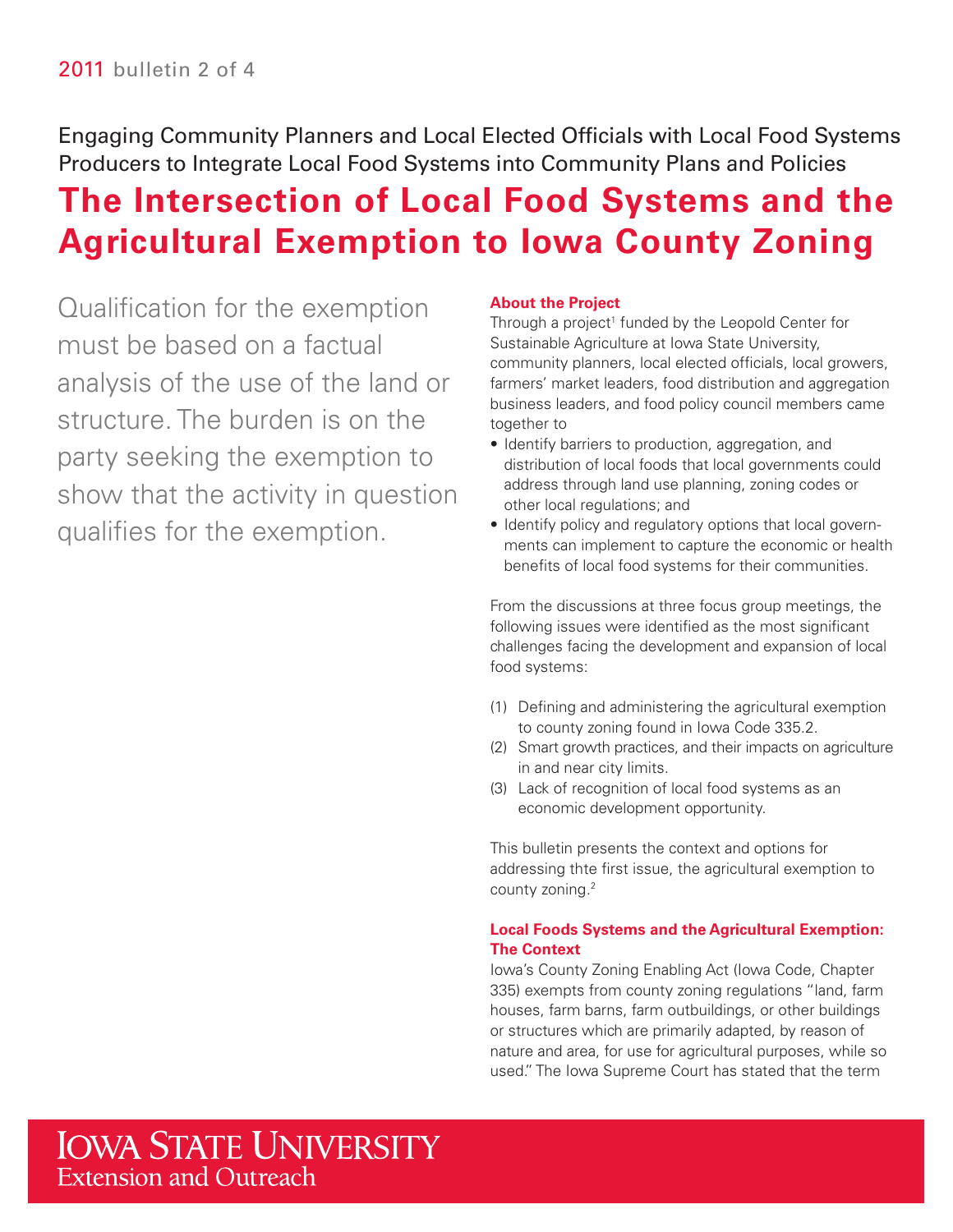2011 bulletin 2 of 4

Engaging Community Planners and Local Elected Officials with Local Food Systems Producers to Integrate Local Food Systems into Community Plans and Policies

# The Intersection of Local Food Systems and the Agricultural Exemption to Iowa County Zoning

Qualification for the exemption must be based on a factual analysis of the use of the land or structure. The burden is on the party seeking the exemption to show that the activity in question qualifies for the exemption.

### About the Project

Through a project[1] funded by the Leopold Center for Sustainable Agriculture at Iowa State University, community planners, local elected officials, local growers, farmers' market leaders, food distribution and aggregation business leaders, and food policy council members came together to

- Identify barriers to production, aggregation, and distribution of local foods that local governments could address through land use planning, zoning codes or other local regulations; and
- Identify policy and regulatory options that local governments can implement to capture the economic or health benefits of local food systems for their communities.

From the discussions at three focus group meetings, the following issues were identified as the most significant challenges facing the development and expansion of local food systems:

(1) Defining and administering the agricultural exemption to county zoning found in Iowa Code 335.2.
(2) Smart growth practices, and their impacts on agriculture in and near city limits.
(3) Lack of recognition of local food systems as an economic development opportunity.

This bulletin presents the context and options for addressing thte first issue, the agricultural exemption to county zoning.[2]

### Local Foods Systems and the Agricultural Exemption: The Context

Iowa's County Zoning Enabling Act (Iowa Code, Chapter 335) exempts from county zoning regulations "land, farm houses, farm barns, farm outbuildings, or other buildings or structures which are primarily adapted, by reason of nature and area, for use for agricultural purposes, while so used." The Iowa Supreme Court has stated that the term

Iowa State University Extension and Outreach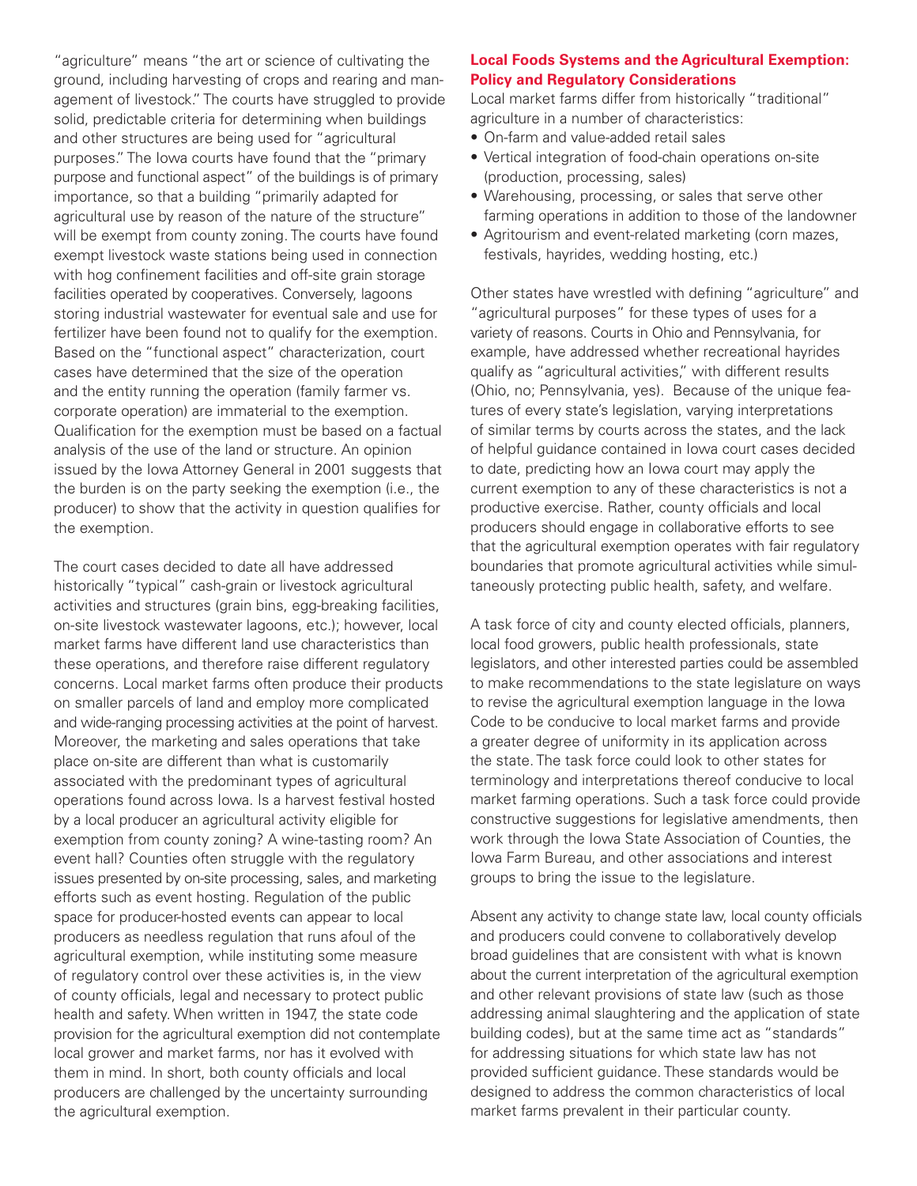"agriculture" means "the art or science of cultivating the ground, including harvesting of crops and rearing and management of livestock." The courts have struggled to provide solid, predictable criteria for determining when buildings and other structures are being used for "agricultural purposes." The Iowa courts have found that the "primary purpose and functional aspect" of the buildings is of primary importance, so that a building "primarily adapted for agricultural use by reason of the nature of the structure" will be exempt from county zoning. The courts have found exempt livestock waste stations being used in connection with hog confinement facilities and off-site grain storage facilities operated by cooperatives. Conversely, lagoons storing industrial wastewater for eventual sale and use for fertilizer have been found not to qualify for the exemption. Based on the "functional aspect" characterization, court cases have determined that the size of the operation and the entity running the operation (family farmer vs. corporate operation) are immaterial to the exemption. Qualification for the exemption must be based on a factual analysis of the use of the land or structure. An opinion issued by the Iowa Attorney General in 2001 suggests that the burden is on the party seeking the exemption (i.e., the producer) to show that the activity in question qualifies for the exemption.

The court cases decided to date all have addressed historically "typical" cash-grain or livestock agricultural activities and structures (grain bins, egg-breaking facilities, on-site livestock wastewater lagoons, etc.); however, local market farms have different land use characteristics than these operations, and therefore raise different regulatory concerns. Local market farms often produce their products on smaller parcels of land and employ more complicated and wide-ranging processing activities at the point of harvest. Moreover, the marketing and sales operations that take place on-site are different than what is customarily associated with the predominant types of agricultural operations found across Iowa. Is a harvest festival hosted by a local producer an agricultural activity eligible for exemption from county zoning? A wine-tasting room? An event hall? Counties often struggle with the regulatory issues presented by on-site processing, sales, and marketing efforts such as event hosting. Regulation of the public space for producer-hosted events can appear to local producers as needless regulation that runs afoul of the agricultural exemption, while instituting some measure of regulatory control over these activities is, in the view of county officials, legal and necessary to protect public health and safety. When written in 1947, the state code provision for the agricultural exemption did not contemplate local grower and market farms, nor has it evolved with them in mind. In short, both county officials and local producers are challenged by the uncertainty surrounding the agricultural exemption.

## Local Foods Systems and the Agricultural Exemption: Policy and Regulatory Considerations

Local market farms differ from historically "traditional" agriculture in a number of characteristics:

- On-farm and value-added retail sales
- Vertical integration of food-chain operations on-site (production, processing, sales)
- Warehousing, processing, or sales that serve other farming operations in addition to those of the landowner
- Agritourism and event-related marketing (corn mazes, festivals, hayrides, wedding hosting, etc.)

Other states have wrestled with defining "agriculture" and "agricultural purposes" for these types of uses for a variety of reasons. Courts in Ohio and Pennsylvania, for example, have addressed whether recreational hayrides qualify as "agricultural activities," with different results (Ohio, no; Pennsylvania, yes). Because of the unique features of every state's legislation, varying interpretations of similar terms by courts across the states, and the lack of helpful guidance contained in Iowa court cases decided to date, predicting how an Iowa court may apply the current exemption to any of these characteristics is not a productive exercise. Rather, county officials and local producers should engage in collaborative efforts to see that the agricultural exemption operates with fair regulatory boundaries that promote agricultural activities while simultaneously protecting public health, safety, and welfare.

A task force of city and county elected officials, planners, local food growers, public health professionals, state legislators, and other interested parties could be assembled to make recommendations to the state legislature on ways to revise the agricultural exemption language in the Iowa Code to be conducive to local market farms and provide a greater degree of uniformity in its application across the state. The task force could look to other states for terminology and interpretations thereof conducive to local market farming operations. Such a task force could provide constructive suggestions for legislative amendments, then work through the Iowa State Association of Counties, the Iowa Farm Bureau, and other associations and interest groups to bring the issue to the legislature.

Absent any activity to change state law, local county officials and producers could convene to collaboratively develop broad guidelines that are consistent with what is known about the current interpretation of the agricultural exemption and other relevant provisions of state law (such as those addressing animal slaughtering and the application of state building codes), but at the same time act as "standards" for addressing situations for which state law has not provided sufficient guidance. These standards would be designed to address the common characteristics of local market farms prevalent in their particular county.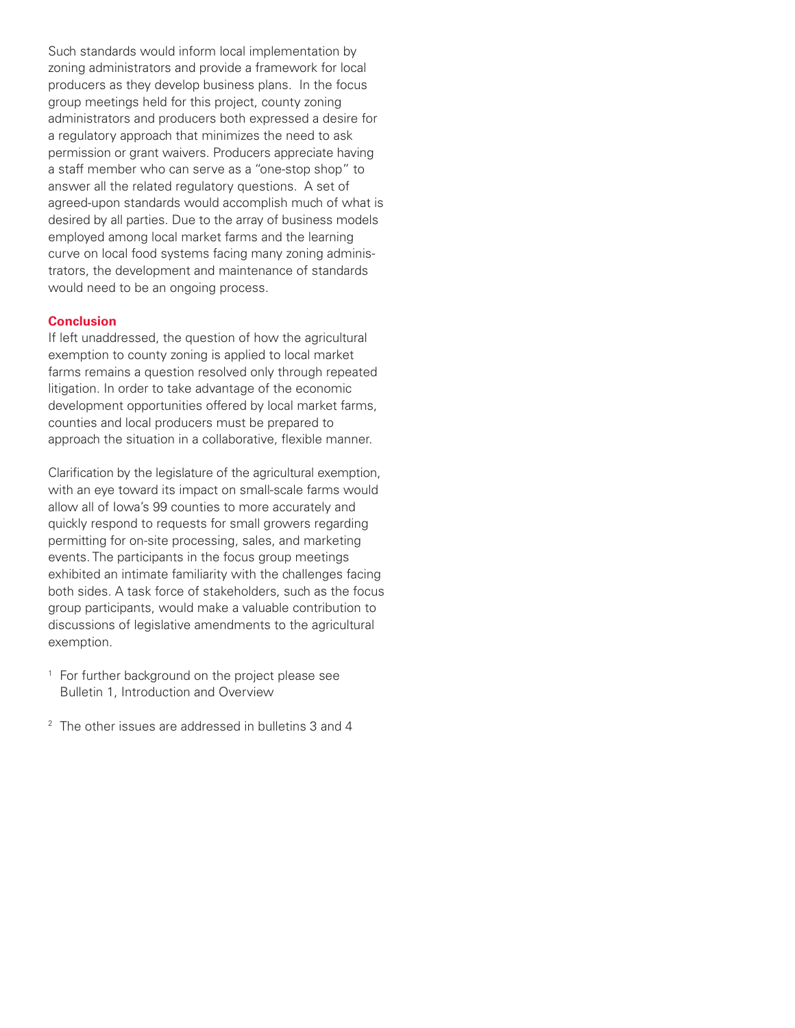Such standards would inform local implementation by zoning administrators and provide a framework for local producers as they develop business plans. In the focus group meetings held for this project, county zoning administrators and producers both expressed a desire for a regulatory approach that minimizes the need to ask permission or grant waivers. Producers appreciate having a staff member who can serve as a "one-stop shop" to answer all the related regulatory questions. A set of agreed-upon standards would accomplish much of what is desired by all parties. Due to the array of business models employed among local market farms and the learning curve on local food systems facing many zoning administrators, the development and maintenance of standards would need to be an ongoing process.

## Conclusion

If left unaddressed, the question of how the agricultural exemption to county zoning is applied to local market farms remains a question resolved only through repeated litigation. In order to take advantage of the economic development opportunities offered by local market farms, counties and local producers must be prepared to approach the situation in a collaborative, flexible manner.

Clarification by the legislature of the agricultural exemption, with an eye toward its impact on small-scale farms would allow all of Iowa's 99 counties to more accurately and quickly respond to requests for small growers regarding permitting for on-site processing, sales, and marketing events. The participants in the focus group meetings exhibited an intimate familiarity with the challenges facing both sides. A task force of stakeholders, such as the focus group participants, would make a valuable contribution to discussions of legislative amendments to the agricultural exemption.

[1] For further background on the project please see Bulletin 1, Introduction and Overview

[2] The other issues are addressed in bulletins 3 and 4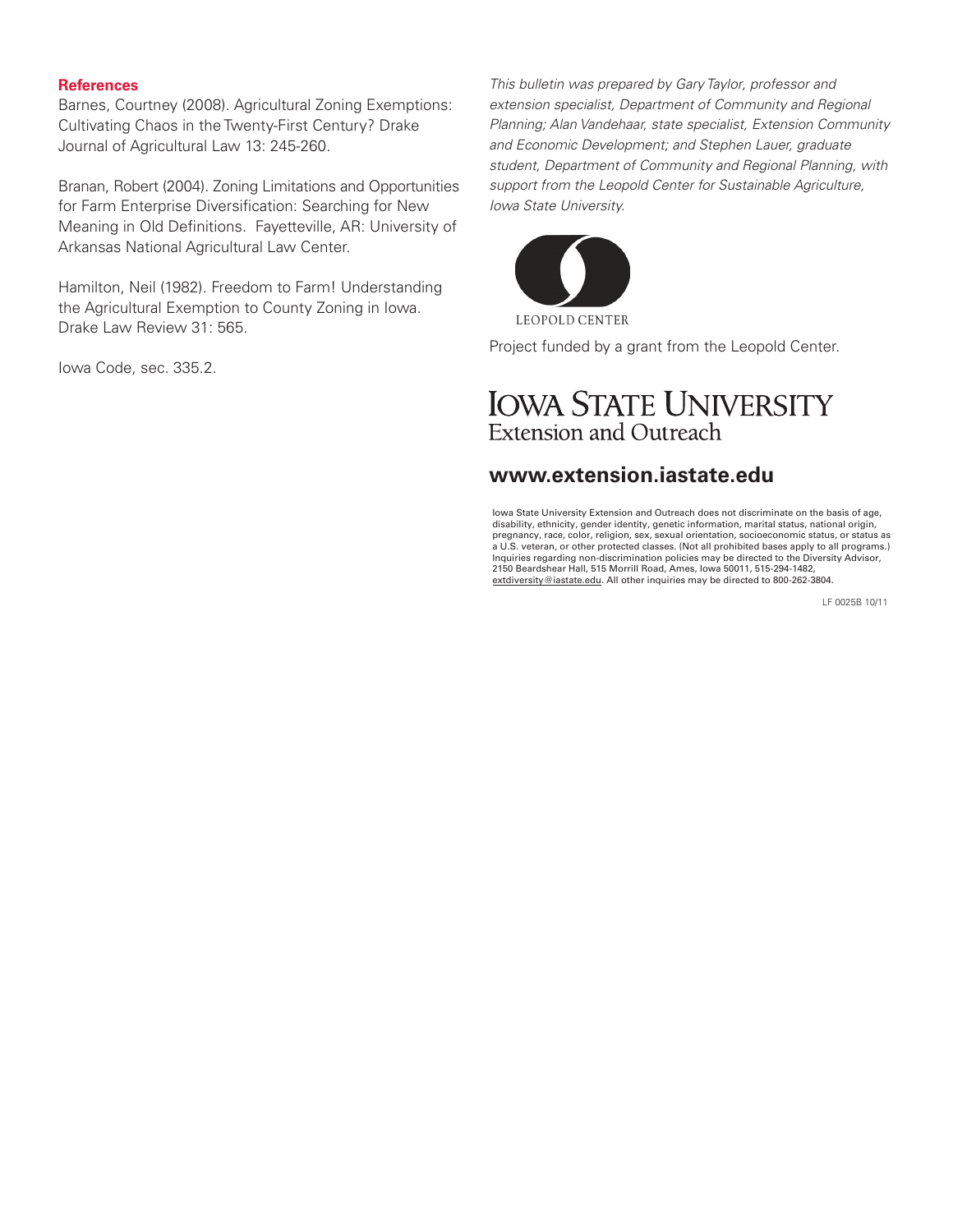### References

Barnes, Courtney (2008). Agricultural Zoning Exemptions: Cultivating Chaos in the Twenty-First Century? Drake Journal of Agricultural Law 13: 245-260.

Branan, Robert (2004). Zoning Limitations and Opportunities for Farm Enterprise Diversification: Searching for New Meaning in Old Definitions. Fayetteville, AR: University of Arkansas National Agricultural Law Center.

Hamilton, Neil (1982). Freedom to Farm! Understanding the Agricultural Exemption to County Zoning in Iowa. Drake Law Review 31: 565.

Iowa Code, sec. 335.2.

*This bulletin was prepared by Gary Taylor, professor and extension specialist, Department of Community and Regional Planning; Alan Vandehaar, state specialist, Extension Community and Economic Development; and Stephen Lauer, graduate student, Department of Community and Regional Planning, with support from the Leopold Center for Sustainable Agriculture, Iowa State University.*

LEOPOLD CENTER

Project funded by a grant from the Leopold Center.

IOWA STATE UNIVERSITY
Extension and Outreach

**www.extension.iastate.edu**

Iowa State University Extension and Outreach does not discriminate on the basis of age, disability, ethnicity, gender identity, genetic information, marital status, national origin, pregnancy, race, color, religion, sex, sexual orientation, socioeconomic status, or status as a U.S. veteran, or other protected classes. (Not all prohibited bases apply to all programs.) Inquiries regarding non-discrimination policies may be directed to the Diversity Advisor, 2150 Beardshear Hall, 515 Morrill Road, Ames, Iowa 50011, 515-294-1482, extdiversity@iastate.edu. All other inquiries may be directed to 800-262-3804.

LF 0025B 10/11